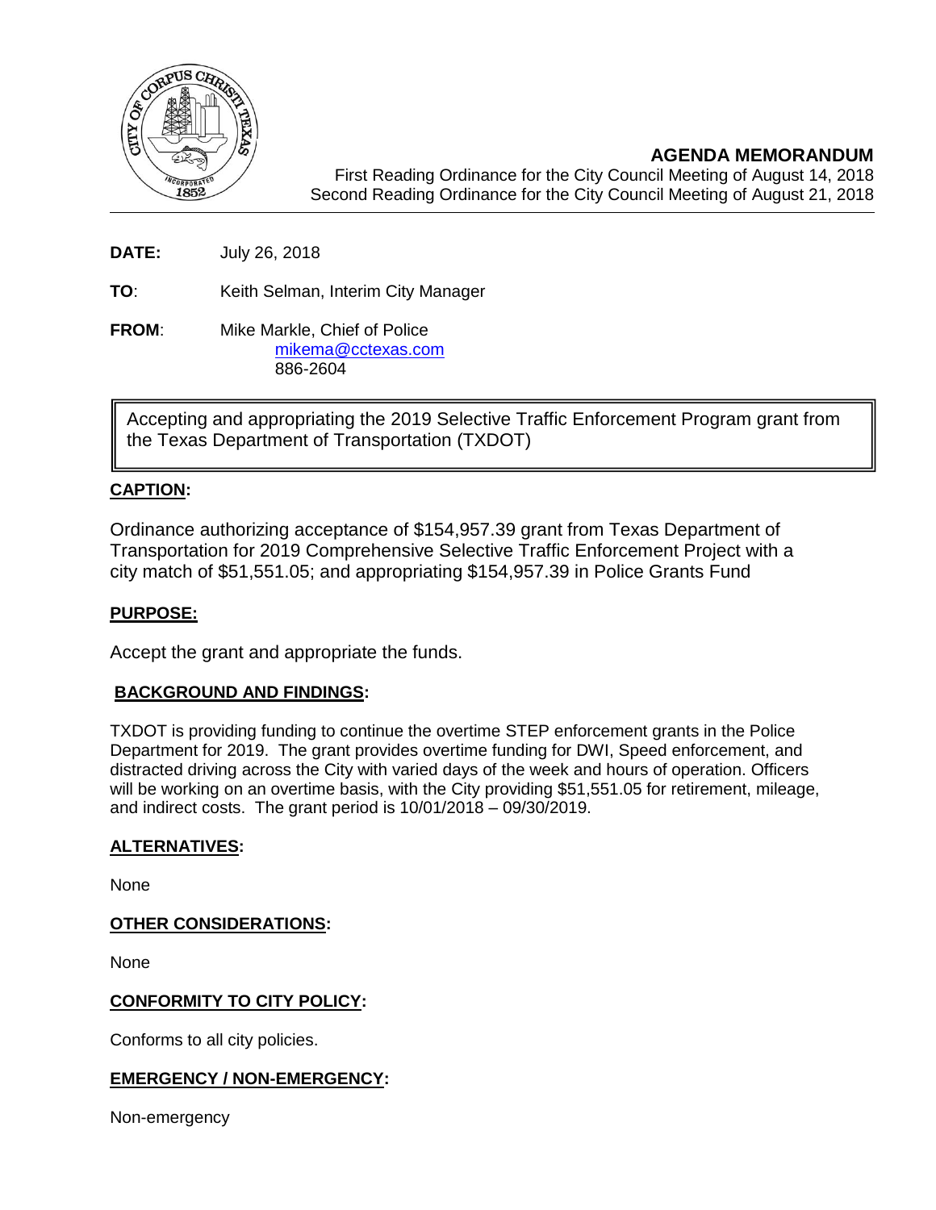## AGENDA MEMORANDUM

First Reading Ordinance for the City Council Meeting of August 14, 2018
Second Reading Ordinance for the City Council Meeting of August 21, 2018

---

**DATE:** July 26, 2018

**TO**: Keith Selman, Interim City Manager

**FROM**: Mike Markle, Chief of Police
mikema@cctexas.com
886-2604

Accepting and appropriating the 2019 Selective Traffic Enforcement Program grant from the Texas Department of Transportation (TXDOT)

**CAPTION:**

Ordinance authorizing acceptance of $154,957.39 grant from Texas Department of Transportation for 2019 Comprehensive Selective Traffic Enforcement Project with a city match of $51,551.05; and appropriating $154,957.39 in Police Grants Fund

**PURPOSE:**

Accept the grant and appropriate the funds.

**BACKGROUND AND FINDINGS:**

TXDOT is providing funding to continue the overtime STEP enforcement grants in the Police Department for 2019. The grant provides overtime funding for DWI, Speed enforcement, and distracted driving across the City with varied days of the week and hours of operation. Officers will be working on an overtime basis, with the City providing $51,551.05 for retirement, mileage, and indirect costs. The grant period is 10/01/2018 – 09/30/2019.

**ALTERNATIVES:**

None

**OTHER CONSIDERATIONS:**

None

**CONFORMITY TO CITY POLICY:**

Conforms to all city policies.

**EMERGENCY / NON-EMERGENCY:**

Non-emergency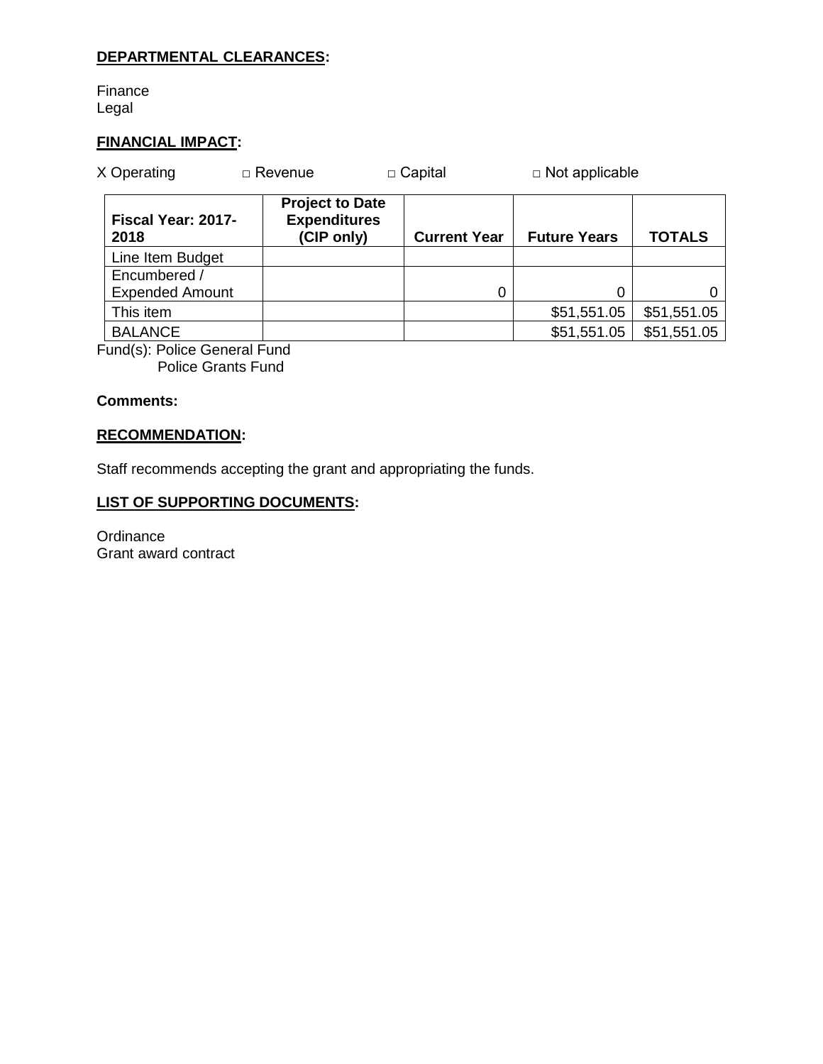**DEPARTMENTAL CLEARANCES:**

Finance
Legal

**FINANCIAL IMPACT:**

X Operating □ Revenue □ Capital □ Not applicable

| Fiscal Year: 2017-2018 | Project to Date Expenditures (CIP only) | Current Year | Future Years | TOTALS |
|---|---|---|---|---|
| Line Item Budget | | | | |
| Encumbered / Expended Amount | | 0 | 0 | 0 |
| This item | | | $51,551.05 | $51,551.05 |
| BALANCE | | | $51,551.05 | $51,551.05 |

Fund(s): Police General Fund
Police Grants Fund

**Comments:**

**RECOMMENDATION:**

Staff recommends accepting the grant and appropriating the funds.

**LIST OF SUPPORTING DOCUMENTS:**

Ordinance
Grant award contract